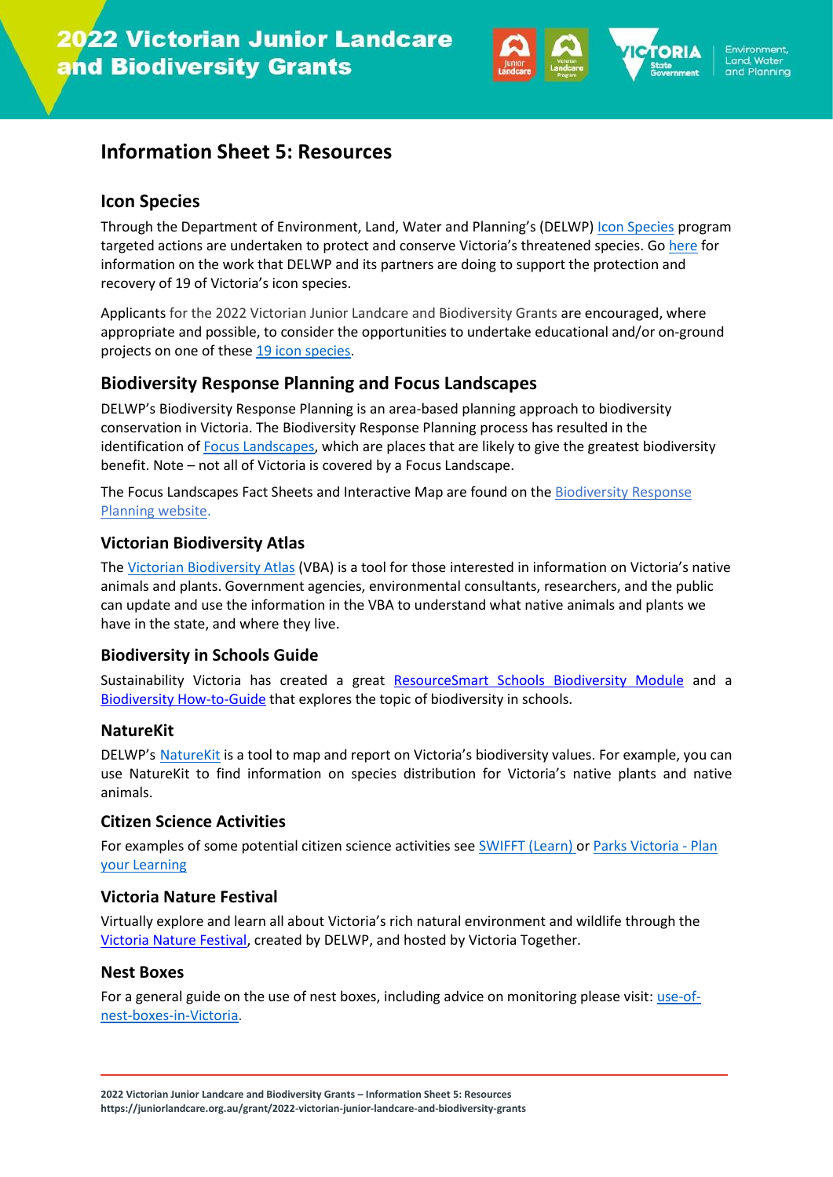# 2022 Victorian Junior Landcare and Biodiversity Grants

## Information Sheet 5: Resources

### Icon Species

Through the Department of Environment, Land, Water and Planning's (DELWP) Icon Species program targeted actions are undertaken to protect and conserve Victoria's threatened species. Go here for information on the work that DELWP and its partners are doing to support the protection and recovery of 19 of Victoria's icon species.

Applicants for the 2022 Victorian Junior Landcare and Biodiversity Grants are encouraged, where appropriate and possible, to consider the opportunities to undertake educational and/or on-ground projects on one of these 19 icon species.

### Biodiversity Response Planning and Focus Landscapes

DELWP's Biodiversity Response Planning is an area-based planning approach to biodiversity conservation in Victoria. The Biodiversity Response Planning process has resulted in the identification of Focus Landscapes, which are places that are likely to give the greatest biodiversity benefit. Note – not all of Victoria is covered by a Focus Landscape.

The Focus Landscapes Fact Sheets and Interactive Map are found on the Biodiversity Response Planning website.

### Victorian Biodiversity Atlas

The Victorian Biodiversity Atlas (VBA) is a tool for those interested in information on Victoria's native animals and plants. Government agencies, environmental consultants, researchers, and the public can update and use the information in the VBA to understand what native animals and plants we have in the state, and where they live.

### Biodiversity in Schools Guide

Sustainability Victoria has created a great ResourceSmart Schools Biodiversity Module and a Biodiversity How-to-Guide that explores the topic of biodiversity in schools.

### NatureKit

DELWP's NatureKit is a tool to map and report on Victoria's biodiversity values. For example, you can use NatureKit to find information on species distribution for Victoria's native plants and native animals.

### Citizen Science Activities

For examples of some potential citizen science activities see SWIFFT (Learn) or Parks Victoria - Plan your Learning

### Victoria Nature Festival

Virtually explore and learn all about Victoria's rich natural environment and wildlife through the Victoria Nature Festival, created by DELWP, and hosted by Victoria Together.

### Nest Boxes

For a general guide on the use of nest boxes, including advice on monitoring please visit: use-of-nest-boxes-in-Victoria.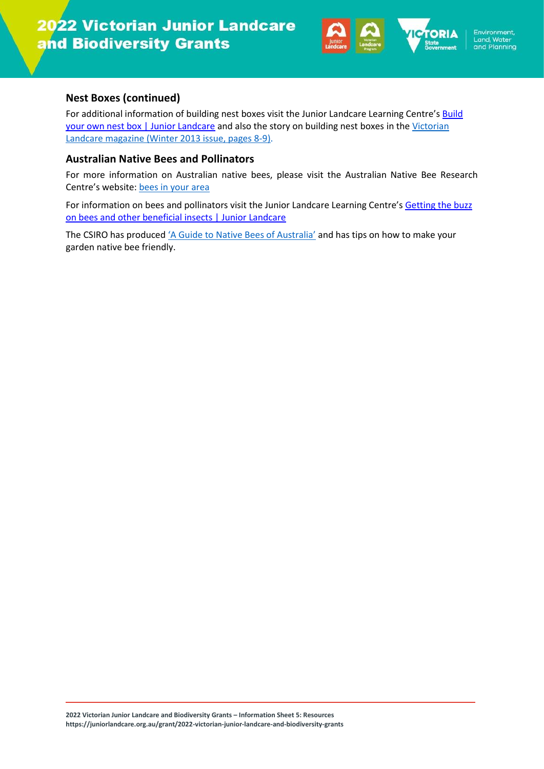## Nest Boxes (continued)

For additional information of building nest boxes visit the Junior Landcare Learning Centre's Build your own nest box | Junior Landcare and also the story on building nest boxes in the Victorian Landcare magazine (Winter 2013 issue, pages 8-9).

## Australian Native Bees and Pollinators

For more information on Australian native bees, please visit the Australian Native Bee Research Centre's website: bees in your area

For information on bees and pollinators visit the Junior Landcare Learning Centre's Getting the buzz on bees and other beneficial insects | Junior Landcare

The CSIRO has produced 'A Guide to Native Bees of Australia' and has tips on how to make your garden native bee friendly.